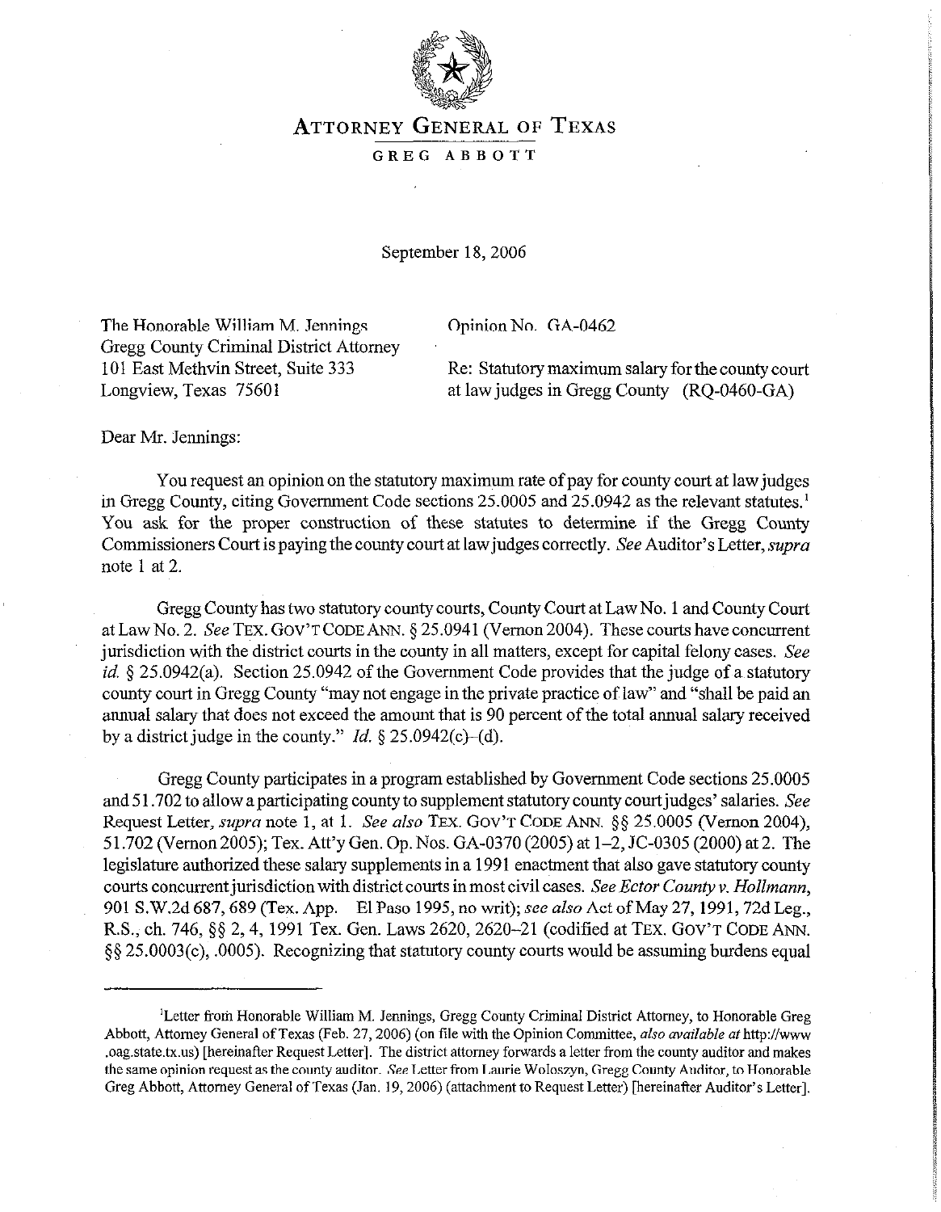# ATTORNEY GENERAL OF TEXAS

GREG ABBOTT

September 18, 2006

The Honorable William M. Jennings
Gregg County Criminal District Attorney
101 East Methvin Street, Suite 333
Longview, Texas 75601

Opinion No. GA-0462

Re: Statutory maximum salary for the county court at law judges in Gregg County (RQ-0460-GA)

Dear Mr. Jennings:

You request an opinion on the statutory maximum rate of pay for county court at law judges in Gregg County, citing Government Code sections 25.0005 and 25.0942 as the relevant statutes.[1] You ask for the proper construction of these statutes to determine if the Gregg County Commissioners Court is paying the county court at law judges correctly. *See* Auditor's Letter, *supra* note 1 at 2.

Gregg County has two statutory county courts, County Court at Law No. 1 and County Court at Law No. 2. *See* TEX. GOV'T CODE ANN. § 25.0941 (Vernon 2004). These courts have concurrent jurisdiction with the district courts in the county in all matters, except for capital felony cases. *See id.* § 25.0942(a). Section 25.0942 of the Government Code provides that the judge of a statutory county court in Gregg County "may not engage in the private practice of law" and "shall be paid an annual salary that does not exceed the amount that is 90 percent of the total annual salary received by a district judge in the county." *Id.* § 25.0942(c)–(d).

Gregg County participates in a program established by Government Code sections 25.0005 and 51.702 to allow a participating county to supplement statutory county court judges' salaries. *See* Request Letter, *supra* note 1, at 1. *See also* TEX. GOV'T CODE ANN. §§ 25.0005 (Vernon 2004), 51.702 (Vernon 2005); Tex. Att'y Gen. Op. Nos. GA-0370 (2005) at 1–2, JC-0305 (2000) at 2. The legislature authorized these salary supplements in a 1991 enactment that also gave statutory county courts concurrent jurisdiction with district courts in most civil cases. *See Ector County v. Hollmann*, 901 S.W.2d 687, 689 (Tex. App. El Paso 1995, no writ); *see also* Act of May 27, 1991, 72d Leg., R.S., ch. 746, §§ 2, 4, 1991 Tex. Gen. Laws 2620, 2620–21 (codified at TEX. GOV'T CODE ANN. §§ 25.0003(c), .0005). Recognizing that statutory county courts would be assuming burdens equal

---

[1]Letter from Honorable William M. Jennings, Gregg County Criminal District Attorney, to Honorable Greg Abbott, Attorney General of Texas (Feb. 27, 2006) (on file with the Opinion Committee, *also available at* http://www.oag.state.tx.us) [hereinafter Request Letter]. The district attorney forwards a letter from the county auditor and makes the same opinion request as the county auditor. *See* Letter from Laurie Woloszyn, Gregg County Auditor, to Honorable Greg Abbott, Attorney General of Texas (Jan. 19, 2006) (attachment to Request Letter) [hereinafter Auditor's Letter].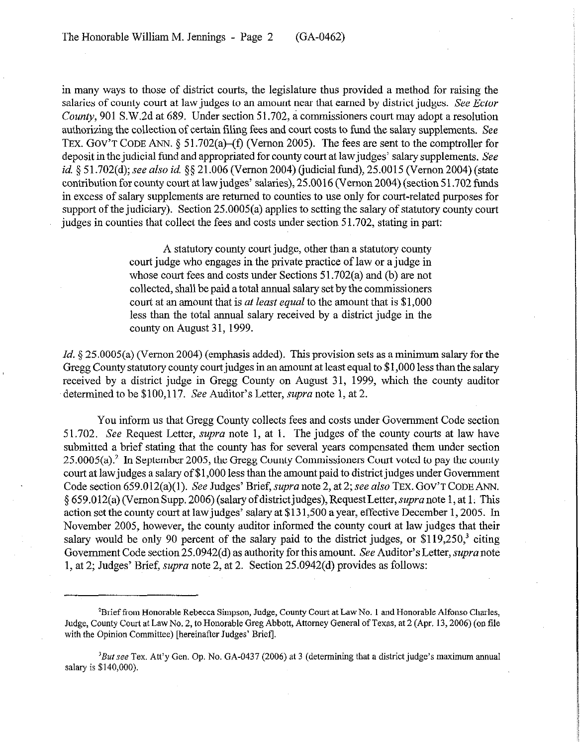in many ways to those of district courts, the legislature thus provided a method for raising the salaries of county court at law judges to an amount near that earned by district judges. *See Ector County*, 901 S.W.2d at 689. Under section 51.702, a commissioners court may adopt a resolution authorizing the collection of certain filing fees and court costs to fund the salary supplements. *See* TEX. GOV'T CODE ANN. § 51.702(a)–(f) (Vernon 2005). The fees are sent to the comptroller for deposit in the judicial fund and appropriated for county court at law judges' salary supplements. *See id.* § 51.702(d); *see also id.* §§ 21.006 (Vernon 2004) (judicial fund), 25.0015 (Vernon 2004) (state contribution for county court at law judges' salaries), 25.0016 (Vernon 2004) (section 51.702 funds in excess of salary supplements are returned to counties to use only for court-related purposes for support of the judiciary). Section 25.0005(a) applies to setting the salary of statutory county court judges in counties that collect the fees and costs under section 51.702, stating in part:

> A statutory county court judge, other than a statutory county court judge who engages in the private practice of law or a judge in whose court fees and costs under Sections 51.702(a) and (b) are not collected, shall be paid a total annual salary set by the commissioners court at an amount that is *at least equal* to the amount that is $1,000 less than the total annual salary received by a district judge in the county on August 31, 1999.

*Id.* § 25.0005(a) (Vernon 2004) (emphasis added). This provision sets as a minimum salary for the Gregg County statutory county court judges in an amount at least equal to $1,000 less than the salary received by a district judge in Gregg County on August 31, 1999, which the county auditor determined to be $100,117. *See* Auditor's Letter, *supra* note 1, at 2.

You inform us that Gregg County collects fees and costs under Government Code section 51.702. *See* Request Letter, *supra* note 1, at 1. The judges of the county courts at law have submitted a brief stating that the county has for several years compensated them under section 25.0005(a).[2] In September 2005, the Gregg County Commissioners Court voted to pay the county court at law judges a salary of $1,000 less than the amount paid to district judges under Government Code section 659.012(a)(1). *See* Judges' Brief, *supra* note 2, at 2; *see also* TEX. GOV'T CODE ANN. § 659.012(a) (Vernon Supp. 2006) (salary of district judges), Request Letter, *supra* note 1, at 1. This action set the county court at law judges' salary at $131,500 a year, effective December 1, 2005. In November 2005, however, the county auditor informed the county court at law judges that their salary would be only 90 percent of the salary paid to the district judges, or $119,250,[3] citing Government Code section 25.0942(d) as authority for this amount. *See* Auditor's Letter, *supra* note 1, at 2; Judges' Brief, *supra* note 2, at 2. Section 25.0942(d) provides as follows:

---

[2] Brief from Honorable Rebecca Simpson, Judge, County Court at Law No. 1 and Honorable Alfonso Charles, Judge, County Court at Law No. 2, to Honorable Greg Abbott, Attorney General of Texas, at 2 (Apr. 13, 2006) (on file with the Opinion Committee) [hereinafter Judges' Brief].

[3] *But see* Tex. Att'y Gen. Op. No. GA-0437 (2006) at 3 (determining that a district judge's maximum annual salary is $140,000).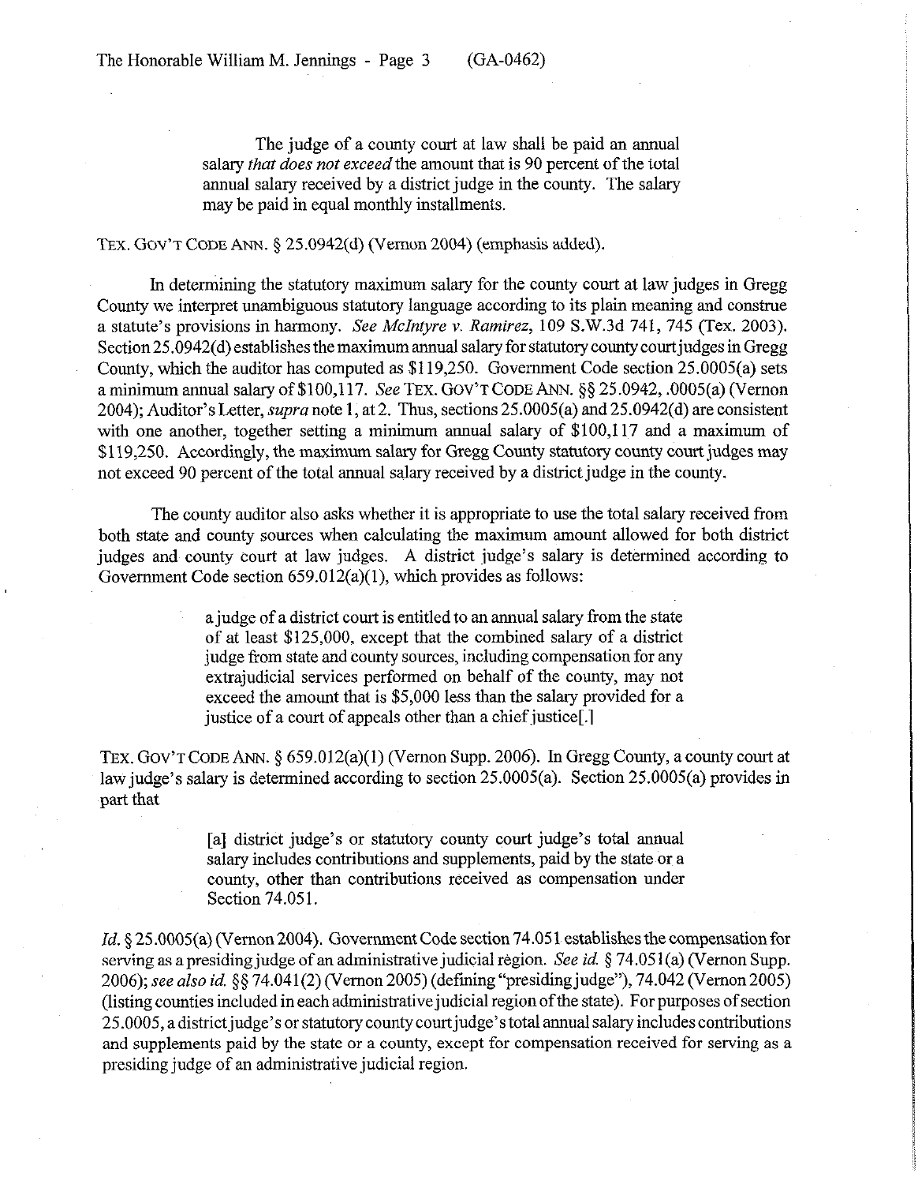> The judge of a county court at law shall be paid an annual salary *that does not exceed* the amount that is 90 percent of the total annual salary received by a district judge in the county. The salary may be paid in equal monthly installments.

TEX. GOV'T CODE ANN. § 25.0942(d) (Vernon 2004) (emphasis added).

In determining the statutory maximum salary for the county court at law judges in Gregg County we interpret unambiguous statutory language according to its plain meaning and construe a statute's provisions in harmony. *See McIntyre v. Ramirez*, 109 S.W.3d 741, 745 (Tex. 2003). Section 25.0942(d) establishes the maximum annual salary for statutory county court judges in Gregg County, which the auditor has computed as $119,250. Government Code section 25.0005(a) sets a minimum annual salary of $100,117. *See* TEX. GOV'T CODE ANN. §§ 25.0942, .0005(a) (Vernon 2004); Auditor's Letter, *supra* note 1, at 2. Thus, sections 25.0005(a) and 25.0942(d) are consistent with one another, together setting a minimum annual salary of $100,117 and a maximum of $119,250. Accordingly, the maximum salary for Gregg County statutory county court judges may not exceed 90 percent of the total annual salary received by a district judge in the county.

The county auditor also asks whether it is appropriate to use the total salary received from both state and county sources when calculating the maximum amount allowed for both district judges and county court at law judges. A district judge's salary is determined according to Government Code section 659.012(a)(1), which provides as follows:

> a judge of a district court is entitled to an annual salary from the state of at least $125,000, except that the combined salary of a district judge from state and county sources, including compensation for any extrajudicial services performed on behalf of the county, may not exceed the amount that is $5,000 less than the salary provided for a justice of a court of appeals other than a chief justice[.]

TEX. GOV'T CODE ANN. § 659.012(a)(1) (Vernon Supp. 2006). In Gregg County, a county court at law judge's salary is determined according to section 25.0005(a). Section 25.0005(a) provides in part that

> [a] district judge's or statutory county court judge's total annual salary includes contributions and supplements, paid by the state or a county, other than contributions received as compensation under Section 74.051.

*Id.* § 25.0005(a) (Vernon 2004). Government Code section 74.051 establishes the compensation for serving as a presiding judge of an administrative judicial region. *See id.* § 74.051(a) (Vernon Supp. 2006); *see also id.* §§ 74.041(2) (Vernon 2005) (defining "presiding judge"), 74.042 (Vernon 2005) (listing counties included in each administrative judicial region of the state). For purposes of section 25.0005, a district judge's or statutory county court judge's total annual salary includes contributions and supplements paid by the state or a county, except for compensation received for serving as a presiding judge of an administrative judicial region.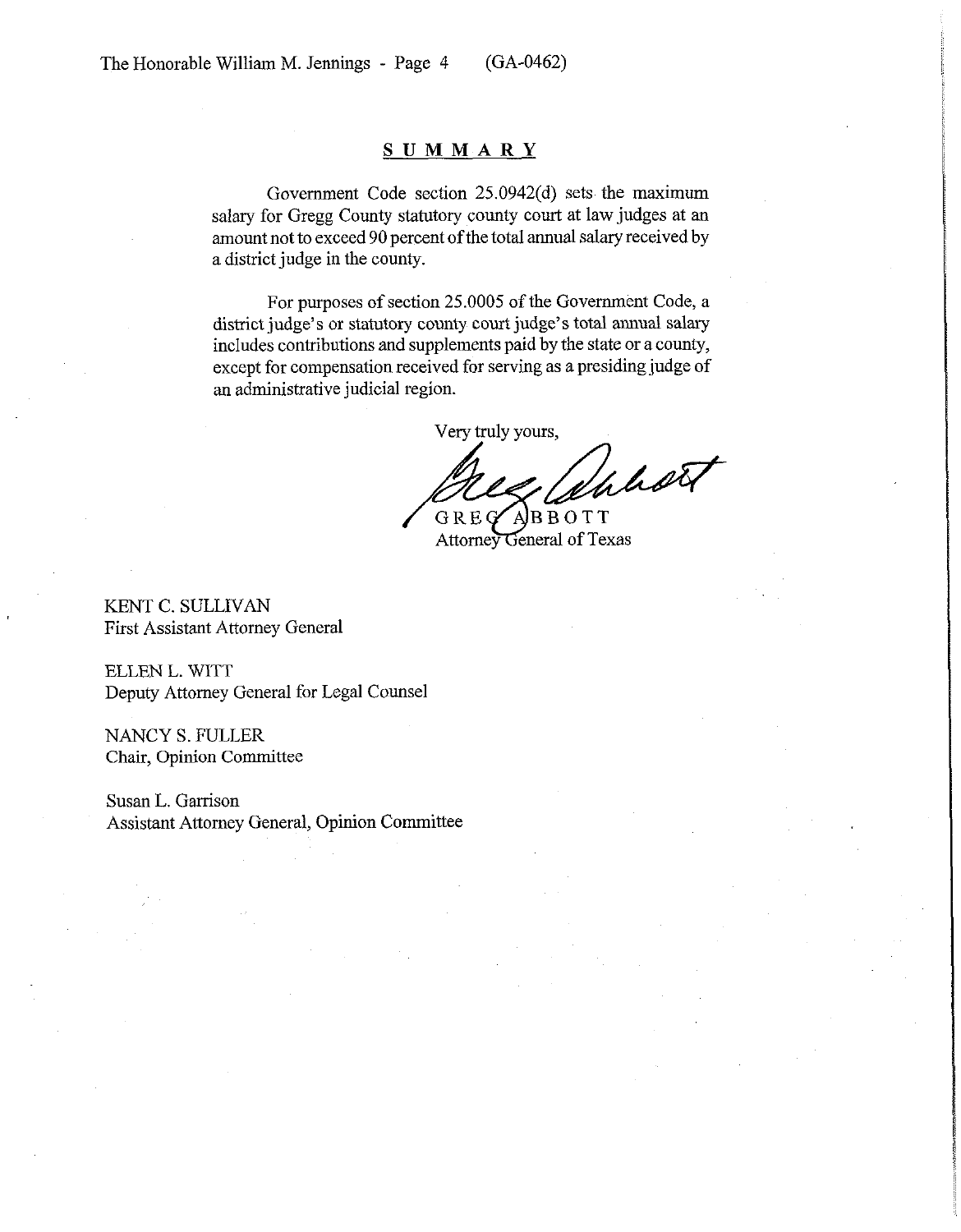## SUMMARY

Government Code section 25.0942(d) sets the maximum salary for Gregg County statutory county court at law judges at an amount not to exceed 90 percent of the total annual salary received by a district judge in the county.

For purposes of section 25.0005 of the Government Code, a district judge's or statutory county court judge's total annual salary includes contributions and supplements paid by the state or a county, except for compensation received for serving as a presiding judge of an administrative judicial region.

Very truly yours,

GREG ABBOTT
Attorney General of Texas

KENT C. SULLIVAN
First Assistant Attorney General

ELLEN L. WITT
Deputy Attorney General for Legal Counsel

NANCY S. FULLER
Chair, Opinion Committee

Susan L. Garrison
Assistant Attorney General, Opinion Committee